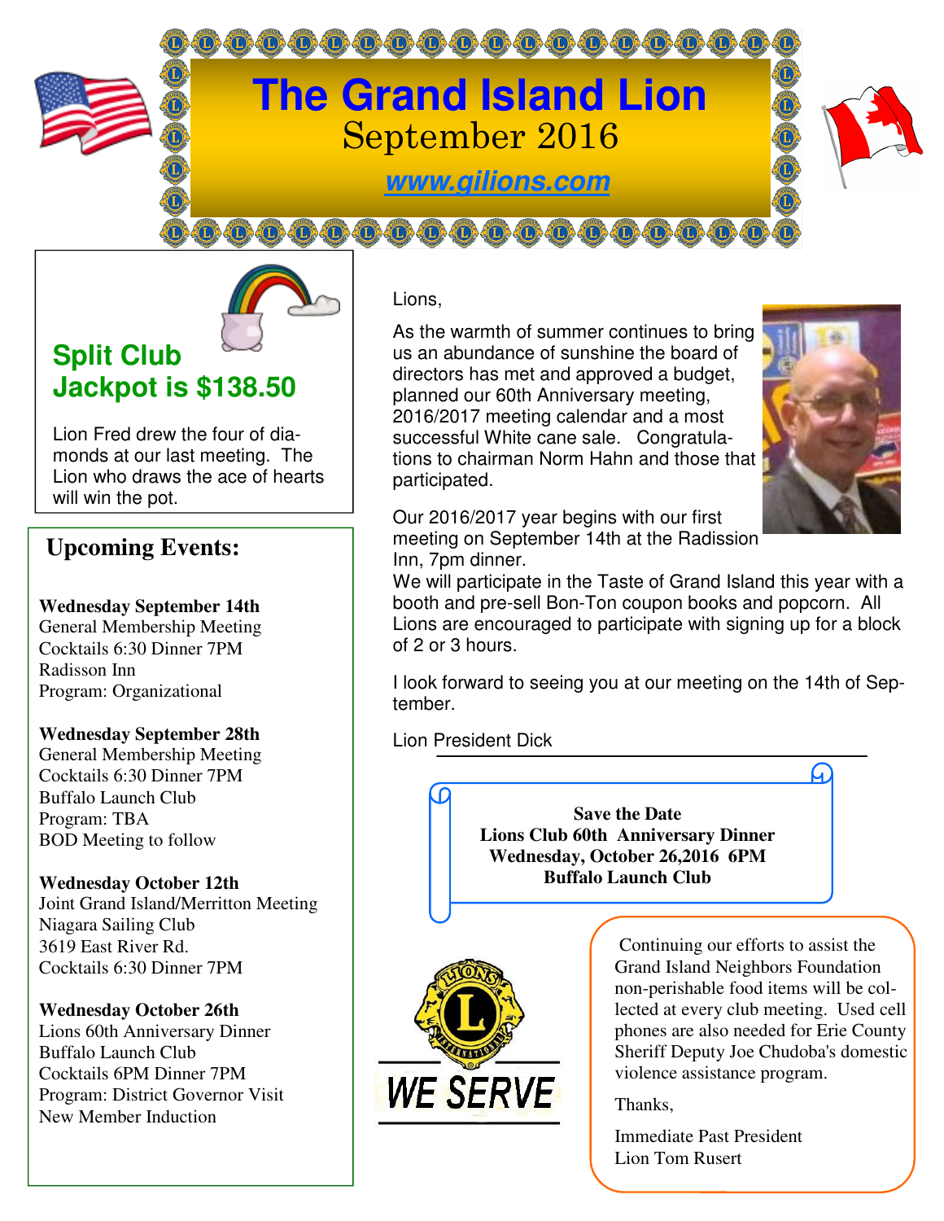# The Grand Island Lion

September 2016

www.gilions.com

## Split Club Jackpot is $138.50

Lion Fred drew the four of diamonds at our last meeting. The Lion who draws the ace of hearts will win the pot.

## Upcoming Events:

**Wednesday September 14th**
General Membership Meeting
Cocktails 6:30 Dinner 7PM
Radisson Inn
Program: Organizational

**Wednesday September 28th**
General Membership Meeting
Cocktails 6:30 Dinner 7PM
Buffalo Launch Club
Program: TBA
BOD Meeting to follow

**Wednesday October 12th**
Joint Grand Island/Merritton Meeting
Niagara Sailing Club
3619 East River Rd.
Cocktails 6:30 Dinner 7PM

**Wednesday October 26th**
Lions 60th Anniversary Dinner
Buffalo Launch Club
Cocktails 6PM Dinner 7PM
Program: District Governor Visit
New Member Induction

Lions,

As the warmth of summer continues to bring us an abundance of sunshine the board of directors has met and approved a budget, planned our 60th Anniversary meeting, 2016/2017 meeting calendar and a most successful White cane sale. Congratulations to chairman Norm Hahn and those that participated.

Our 2016/2017 year begins with our first meeting on September 14th at the Radission Inn, 7pm dinner.

We will participate in the Taste of Grand Island this year with a booth and pre-sell Bon-Ton coupon books and popcorn. All Lions are encouraged to participate with signing up for a block of 2 or 3 hours.

I look forward to seeing you at our meeting on the 14th of September.

Lion President Dick

**Save the Date**
**Lions Club 60th Anniversary Dinner**
**Wednesday, October 26,2016 6PM**
**Buffalo Launch Club**

WE SERVE

Continuing our efforts to assist the Grand Island Neighbors Foundation non-perishable food items will be collected at every club meeting. Used cell phones are also needed for Erie County Sheriff Deputy Joe Chudoba's domestic violence assistance program.

Thanks,

Immediate Past President
Lion Tom Rusert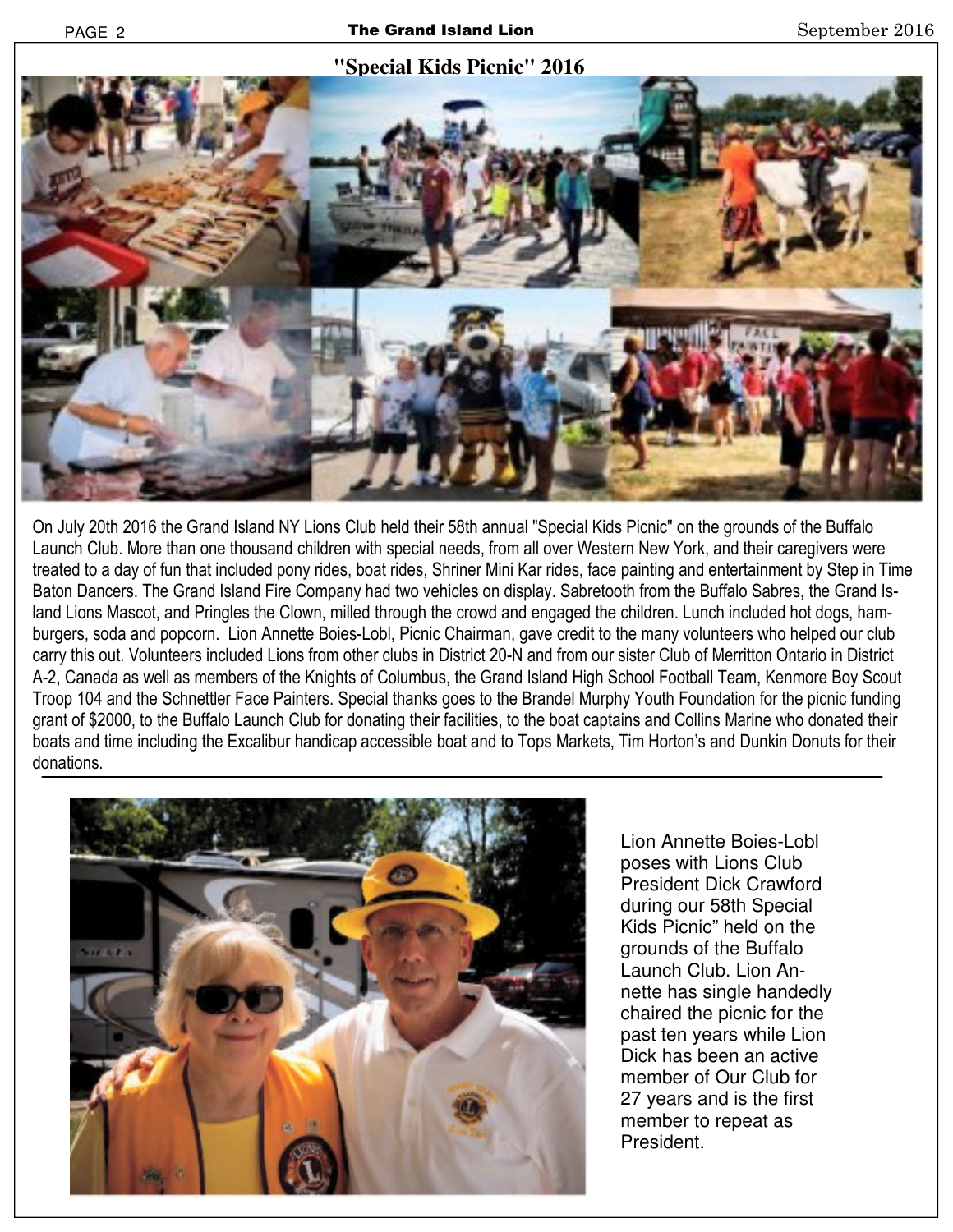## "Special Kids Picnic" 2016

On July 20th 2016 the Grand Island NY Lions Club held their 58th annual "Special Kids Picnic" on the grounds of the Buffalo Launch Club. More than one thousand children with special needs, from all over Western New York, and their caregivers were treated to a day of fun that included pony rides, boat rides, Shriner Mini Kar rides, face painting and entertainment by Step in Time Baton Dancers. The Grand Island Fire Company had two vehicles on display. Sabretooth from the Buffalo Sabres, the Grand Island Lions Mascot, and Pringles the Clown, milled through the crowd and engaged the children. Lunch included hot dogs, hamburgers, soda and popcorn. Lion Annette Boies-Lobl, Picnic Chairman, gave credit to the many volunteers who helped our club carry this out. Volunteers included Lions from other clubs in District 20-N and from our sister Club of Merritton Ontario in District A-2, Canada as well as members of the Knights of Columbus, the Grand Island High School Football Team, Kenmore Boy Scout Troop 104 and the Schnettler Face Painters. Special thanks goes to the Brandel Murphy Youth Foundation for the picnic funding grant of $2000, to the Buffalo Launch Club for donating their facilities, to the boat captains and Collins Marine who donated their boats and time including the Excalibur handicap accessible boat and to Tops Markets, Tim Horton's and Dunkin Donuts for their donations.

---

Lion Annette Boies-Lobl poses with Lions Club President Dick Crawford during our 58th Special Kids Picnic" held on the grounds of the Buffalo Launch Club. Lion Annette has single handedly chaired the picnic for the past ten years while Lion Dick has been an active member of Our Club for 27 years and is the first member to repeat as President.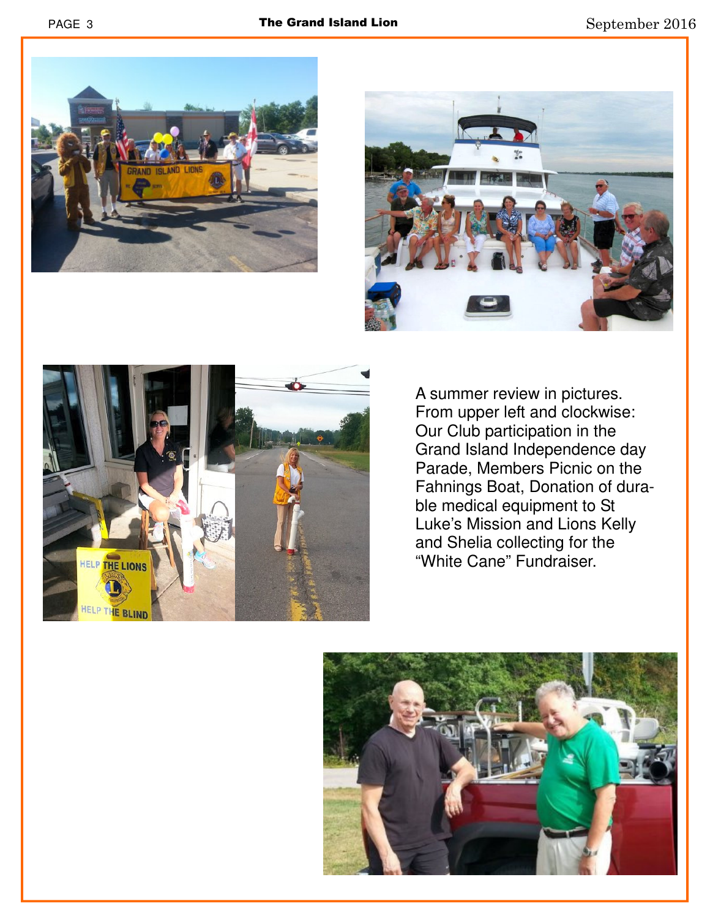A summer review in pictures. From upper left and clockwise: Our Club participation in the Grand Island Independence day Parade, Members Picnic on the Fahnings Boat, Donation of durable medical equipment to St Luke's Mission and Lions Kelly and Shelia collecting for the "White Cane" Fundraiser.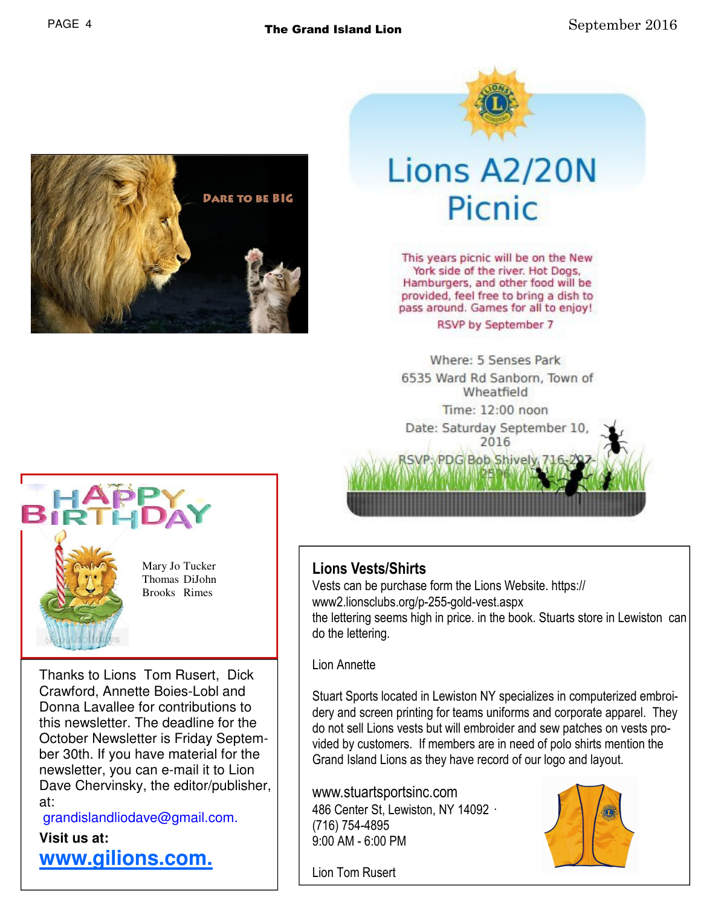DARE TO BE BIG

# Lions A2/20N Picnic

This years picnic will be on the New York side of the river. Hot Dogs, Hamburgers, and other food will be provided, feel free to bring a dish to pass around. Games for all to enjoy!

RSVP by September 7

Where: 5 Senses Park

6535 Ward Rd Sanborn, Town of Wheatfield

Time: 12:00 noon

Date: Saturday September 10, 2016

RSVP: PDG Bob Shively 716-297-2596

## HAPPY BIRTHDAY

Mary Jo Tucker
Thomas DiJohn
Brooks Rimes

Thanks to Lions Tom Rusert, Dick Crawford, Annette Boies-Lobl and Donna Lavallee for contributions to this newsletter. The deadline for the October Newsletter is Friday September 30th. If you have material for the newsletter, you can e-mail it to Lion Dave Chervinsky, the editor/publisher, at:

grandislandliodave@gmail.com.

**Visit us at:**

**www.gilions.com.**

## Lions Vests/Shirts

Vests can be purchase form the Lions Website. https://www2.lionsclubs.org/p-255-gold-vest.aspx
the lettering seems high in price. in the book. Stuarts store in Lewiston can do the lettering.

Lion Annette

Stuart Sports located in Lewiston NY specializes in computerized embroidery and screen printing for teams uniforms and corporate apparel. They do not sell Lions vests but will embroider and sew patches on vests provided by customers. If members are in need of polo shirts mention the Grand Island Lions as they have record of our logo and layout.

www.stuartsportsinc.com
486 Center St, Lewiston, NY 14092 ·
(716) 754-4895
9:00 AM - 6:00 PM

Lion Tom Rusert